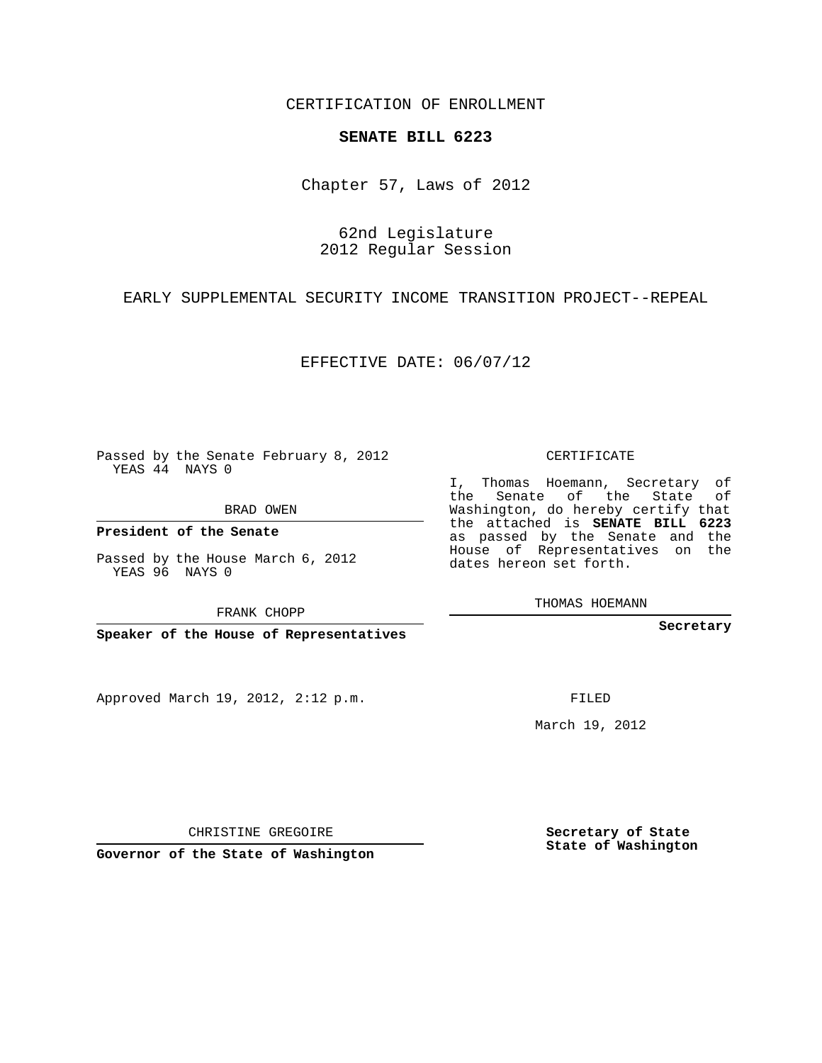CERTIFICATION OF ENROLLMENT

# SENATE BILL 6223

Chapter 57, Laws of 2012

62nd Legislature
2012 Regular Session

EARLY SUPPLEMENTAL SECURITY INCOME TRANSITION PROJECT--REPEAL

EFFECTIVE DATE: 06/07/12

Passed by the Senate February 8, 2012
YEAS 44 NAYS 0

BRAD OWEN

**President of the Senate**

Passed by the House March 6, 2012
YEAS 96 NAYS 0

FRANK CHOPP

**Speaker of the House of Representatives**

CERTIFICATE

I, Thomas Hoemann, Secretary of the Senate of the State of Washington, do hereby certify that the attached is **SENATE BILL 6223** as passed by the Senate and the House of Representatives on the dates hereon set forth.

THOMAS HOEMANN

**Secretary**

Approved March 19, 2012, 2:12 p.m.

FILED

March 19, 2012

CHRISTINE GREGOIRE

**Governor of the State of Washington**

**Secretary of State**
**State of Washington**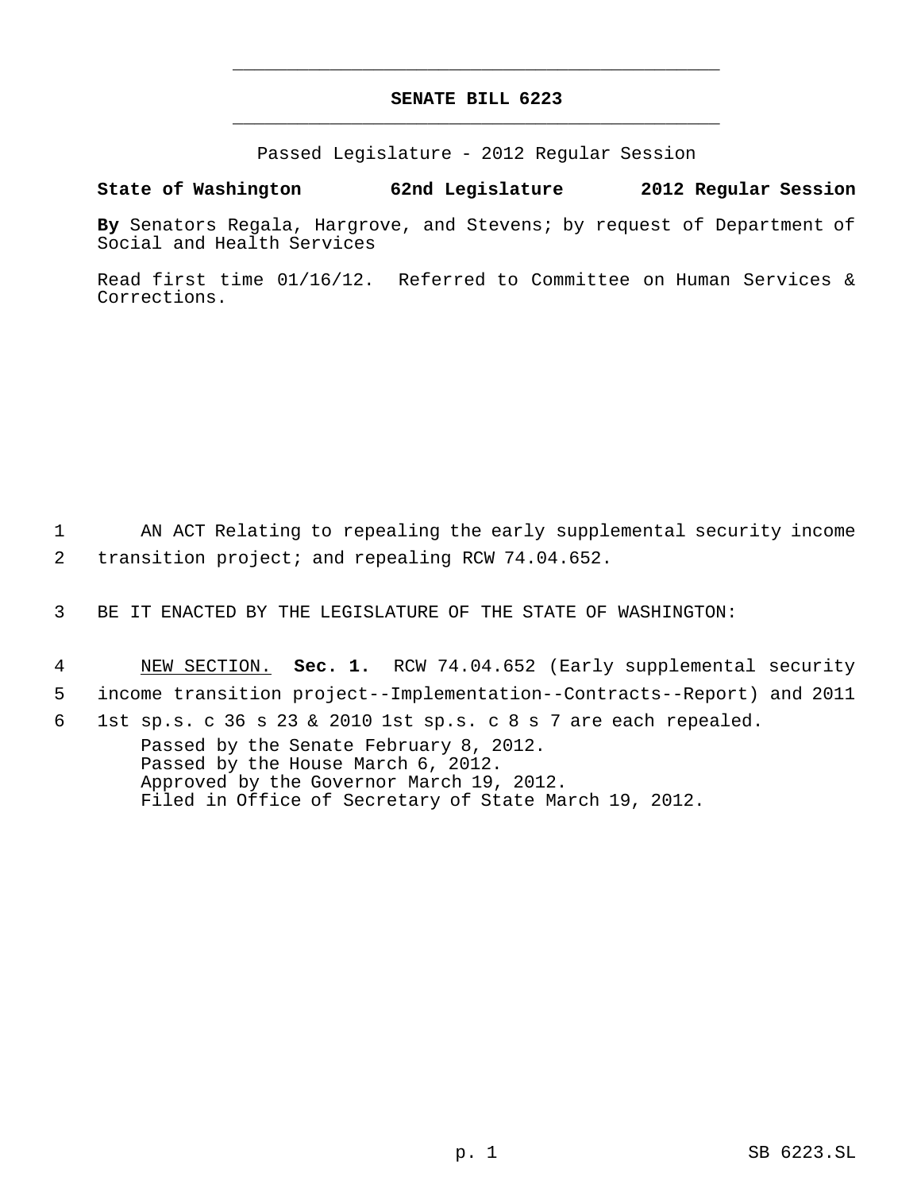# SENATE BILL 6223

Passed Legislature - 2012 Regular Session

**State of Washington 62nd Legislature 2012 Regular Session**

**By** Senators Regala, Hargrove, and Stevens; by request of Department of Social and Health Services

Read first time 01/16/12. Referred to Committee on Human Services & Corrections.

AN ACT Relating to repealing the early supplemental security income transition project; and repealing RCW 74.04.652.

BE IT ENACTED BY THE LEGISLATURE OF THE STATE OF WASHINGTON:

NEW SECTION. **Sec. 1.** RCW 74.04.652 (Early supplemental security income transition project--Implementation--Contracts--Report) and 2011 1st sp.s. c 36 s 23 & 2010 1st sp.s. c 8 s 7 are each repealed.

Passed by the Senate February 8, 2012.
Passed by the House March 6, 2012.
Approved by the Governor March 19, 2012.
Filed in Office of Secretary of State March 19, 2012.